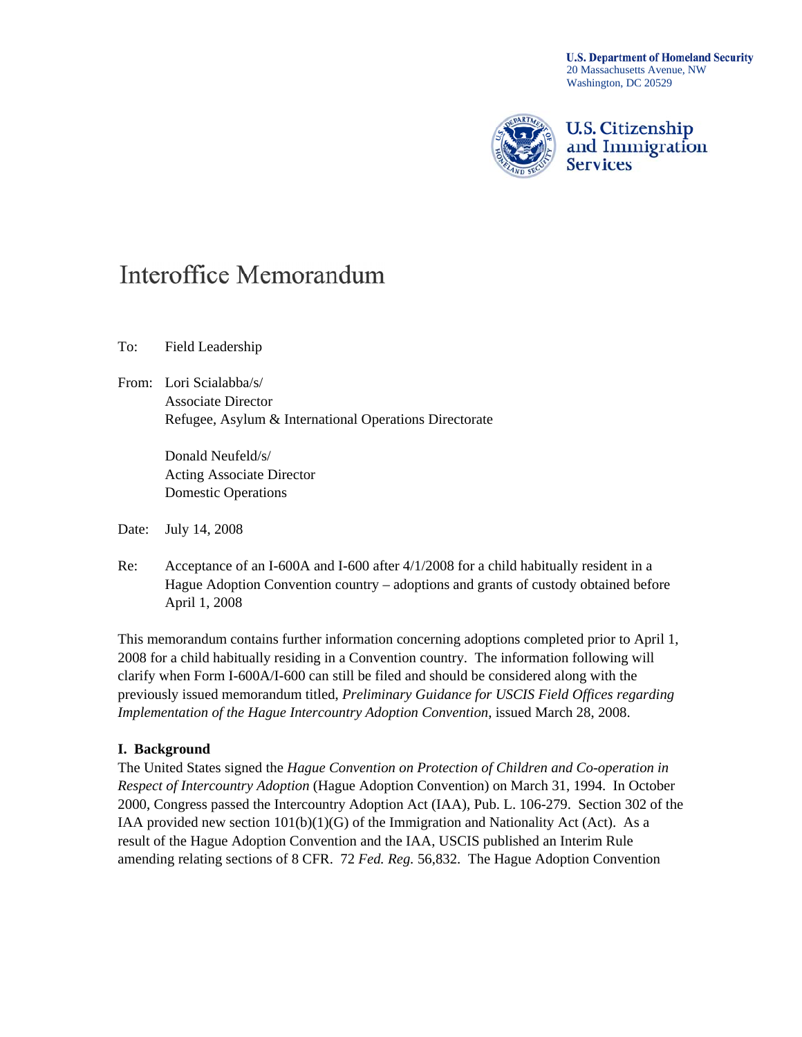**U.S. Department of Homeland Security**
20 Massachusetts Avenue, NW
Washington, DC 20529

**U.S. Citizenship and Immigration Services**

# Interoffice Memorandum

To: Field Leadership

From: Lori Scialabba/s/
Associate Director
Refugee, Asylum & International Operations Directorate

Donald Neufeld/s/
Acting Associate Director
Domestic Operations

Date: July 14, 2008

Re: Acceptance of an I-600A and I-600 after 4/1/2008 for a child habitually resident in a Hague Adoption Convention country – adoptions and grants of custody obtained before April 1, 2008

This memorandum contains further information concerning adoptions completed prior to April 1, 2008 for a child habitually residing in a Convention country. The information following will clarify when Form I-600A/I-600 can still be filed and should be considered along with the previously issued memorandum titled, *Preliminary Guidance for USCIS Field Offices regarding Implementation of the Hague Intercountry Adoption Convention*, issued March 28, 2008.

**I. Background**

The United States signed the *Hague Convention on Protection of Children and Co-operation in Respect of Intercountry Adoption* (Hague Adoption Convention) on March 31, 1994. In October 2000, Congress passed the Intercountry Adoption Act (IAA), Pub. L. 106-279. Section 302 of the IAA provided new section 101(b)(1)(G) of the Immigration and Nationality Act (Act). As a result of the Hague Adoption Convention and the IAA, USCIS published an Interim Rule amending relating sections of 8 CFR. 72 *Fed. Reg.* 56,832. The Hague Adoption Convention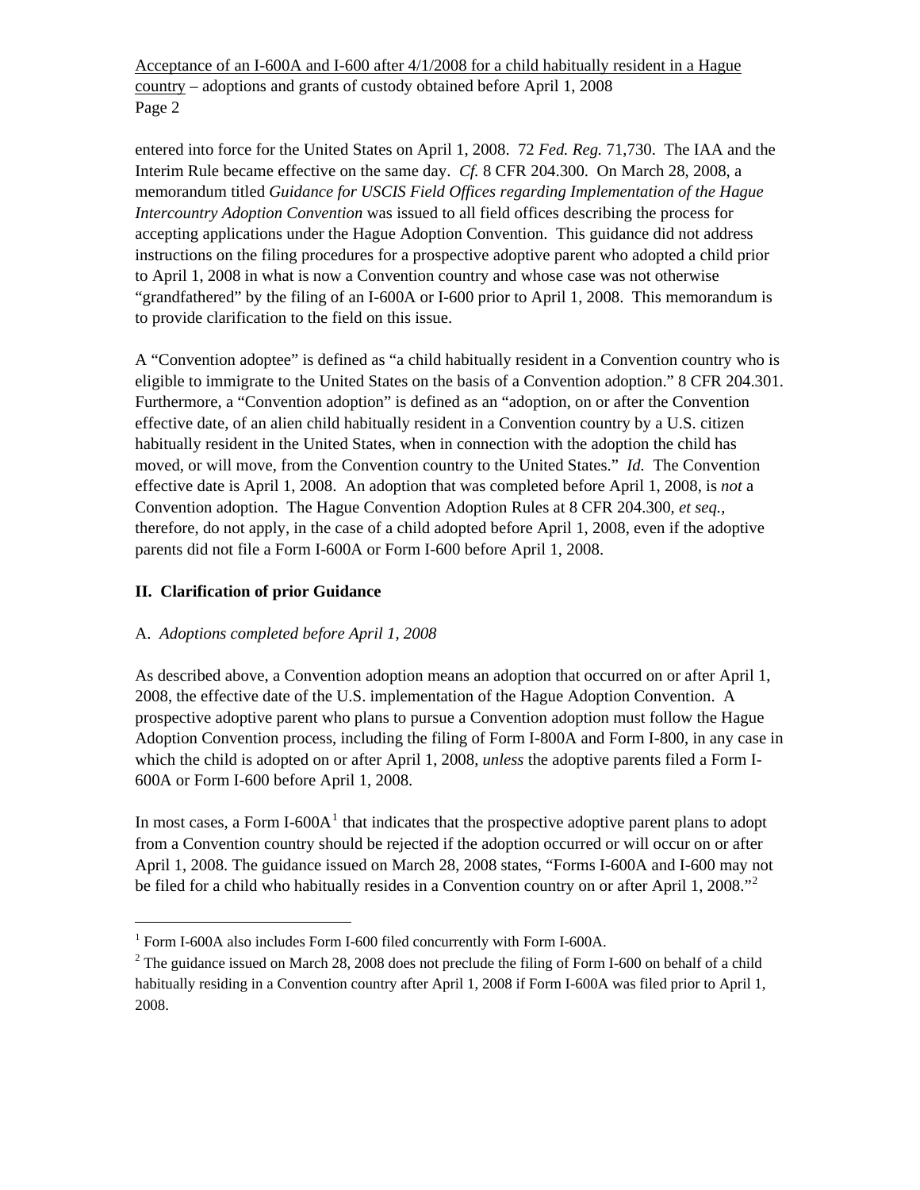entered into force for the United States on April 1, 2008. 72 *Fed. Reg.* 71,730. The IAA and the Interim Rule became effective on the same day. *Cf.* 8 CFR 204.300. On March 28, 2008, a memorandum titled *Guidance for USCIS Field Offices regarding Implementation of the Hague Intercountry Adoption Convention* was issued to all field offices describing the process for accepting applications under the Hague Adoption Convention. This guidance did not address instructions on the filing procedures for a prospective adoptive parent who adopted a child prior to April 1, 2008 in what is now a Convention country and whose case was not otherwise "grandfathered" by the filing of an I-600A or I-600 prior to April 1, 2008. This memorandum is to provide clarification to the field on this issue.

A "Convention adoptee" is defined as "a child habitually resident in a Convention country who is eligible to immigrate to the United States on the basis of a Convention adoption." 8 CFR 204.301. Furthermore, a "Convention adoption" is defined as an "adoption, on or after the Convention effective date, of an alien child habitually resident in a Convention country by a U.S. citizen habitually resident in the United States, when in connection with the adoption the child has moved, or will move, from the Convention country to the United States." *Id.* The Convention effective date is April 1, 2008. An adoption that was completed before April 1, 2008, is *not* a Convention adoption. The Hague Convention Adoption Rules at 8 CFR 204.300, *et seq.*, therefore, do not apply, in the case of a child adopted before April 1, 2008, even if the adoptive parents did not file a Form I-600A or Form I-600 before April 1, 2008.

## II. Clarification of prior Guidance

### A. *Adoptions completed before April 1, 2008*

As described above, a Convention adoption means an adoption that occurred on or after April 1, 2008, the effective date of the U.S. implementation of the Hague Adoption Convention. A prospective adoptive parent who plans to pursue a Convention adoption must follow the Hague Adoption Convention process, including the filing of Form I-800A and Form I-800, in any case in which the child is adopted on or after April 1, 2008, *unless* the adoptive parents filed a Form I-600A or Form I-600 before April 1, 2008.

In most cases, a Form I-600A[1] that indicates that the prospective adoptive parent plans to adopt from a Convention country should be rejected if the adoption occurred or will occur on or after April 1, 2008. The guidance issued on March 28, 2008 states, "Forms I-600A and I-600 may not be filed for a child who habitually resides in a Convention country on or after April 1, 2008."[2]

---

[1] Form I-600A also includes Form I-600 filed concurrently with Form I-600A.

[2] The guidance issued on March 28, 2008 does not preclude the filing of Form I-600 on behalf of a child habitually residing in a Convention country after April 1, 2008 if Form I-600A was filed prior to April 1, 2008.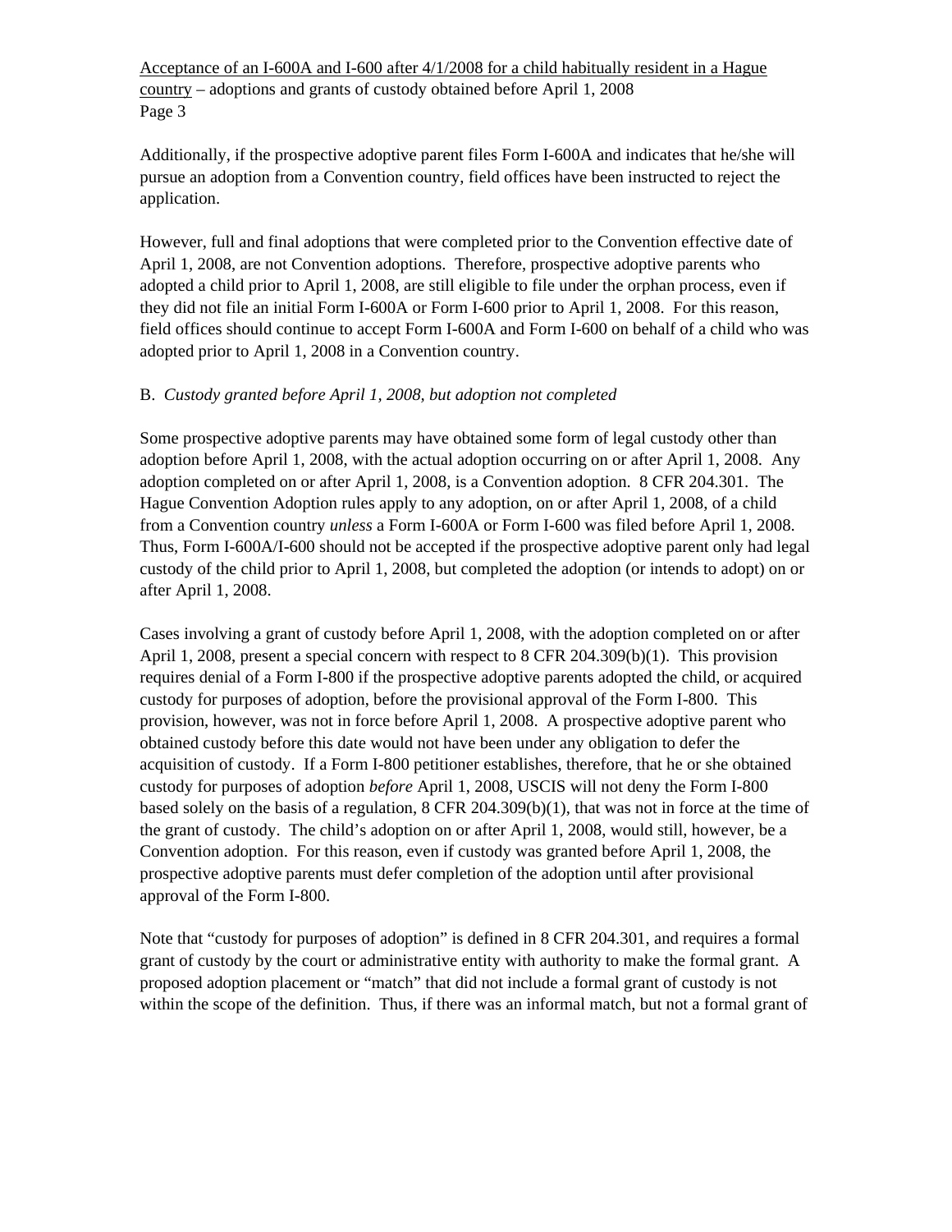Additionally, if the prospective adoptive parent files Form I-600A and indicates that he/she will pursue an adoption from a Convention country, field offices have been instructed to reject the application.

However, full and final adoptions that were completed prior to the Convention effective date of April 1, 2008, are not Convention adoptions. Therefore, prospective adoptive parents who adopted a child prior to April 1, 2008, are still eligible to file under the orphan process, even if they did not file an initial Form I-600A or Form I-600 prior to April 1, 2008. For this reason, field offices should continue to accept Form I-600A and Form I-600 on behalf of a child who was adopted prior to April 1, 2008 in a Convention country.

B. *Custody granted before April 1, 2008, but adoption not completed*

Some prospective adoptive parents may have obtained some form of legal custody other than adoption before April 1, 2008, with the actual adoption occurring on or after April 1, 2008. Any adoption completed on or after April 1, 2008, is a Convention adoption. 8 CFR 204.301. The Hague Convention Adoption rules apply to any adoption, on or after April 1, 2008, of a child from a Convention country *unless* a Form I-600A or Form I-600 was filed before April 1, 2008. Thus, Form I-600A/I-600 should not be accepted if the prospective adoptive parent only had legal custody of the child prior to April 1, 2008, but completed the adoption (or intends to adopt) on or after April 1, 2008.

Cases involving a grant of custody before April 1, 2008, with the adoption completed on or after April 1, 2008, present a special concern with respect to 8 CFR 204.309(b)(1). This provision requires denial of a Form I-800 if the prospective adoptive parents adopted the child, or acquired custody for purposes of adoption, before the provisional approval of the Form I-800. This provision, however, was not in force before April 1, 2008. A prospective adoptive parent who obtained custody before this date would not have been under any obligation to defer the acquisition of custody. If a Form I-800 petitioner establishes, therefore, that he or she obtained custody for purposes of adoption *before* April 1, 2008, USCIS will not deny the Form I-800 based solely on the basis of a regulation, 8 CFR 204.309(b)(1), that was not in force at the time of the grant of custody. The child's adoption on or after April 1, 2008, would still, however, be a Convention adoption. For this reason, even if custody was granted before April 1, 2008, the prospective adoptive parents must defer completion of the adoption until after provisional approval of the Form I-800.

Note that "custody for purposes of adoption" is defined in 8 CFR 204.301, and requires a formal grant of custody by the court or administrative entity with authority to make the formal grant. A proposed adoption placement or "match" that did not include a formal grant of custody is not within the scope of the definition. Thus, if there was an informal match, but not a formal grant of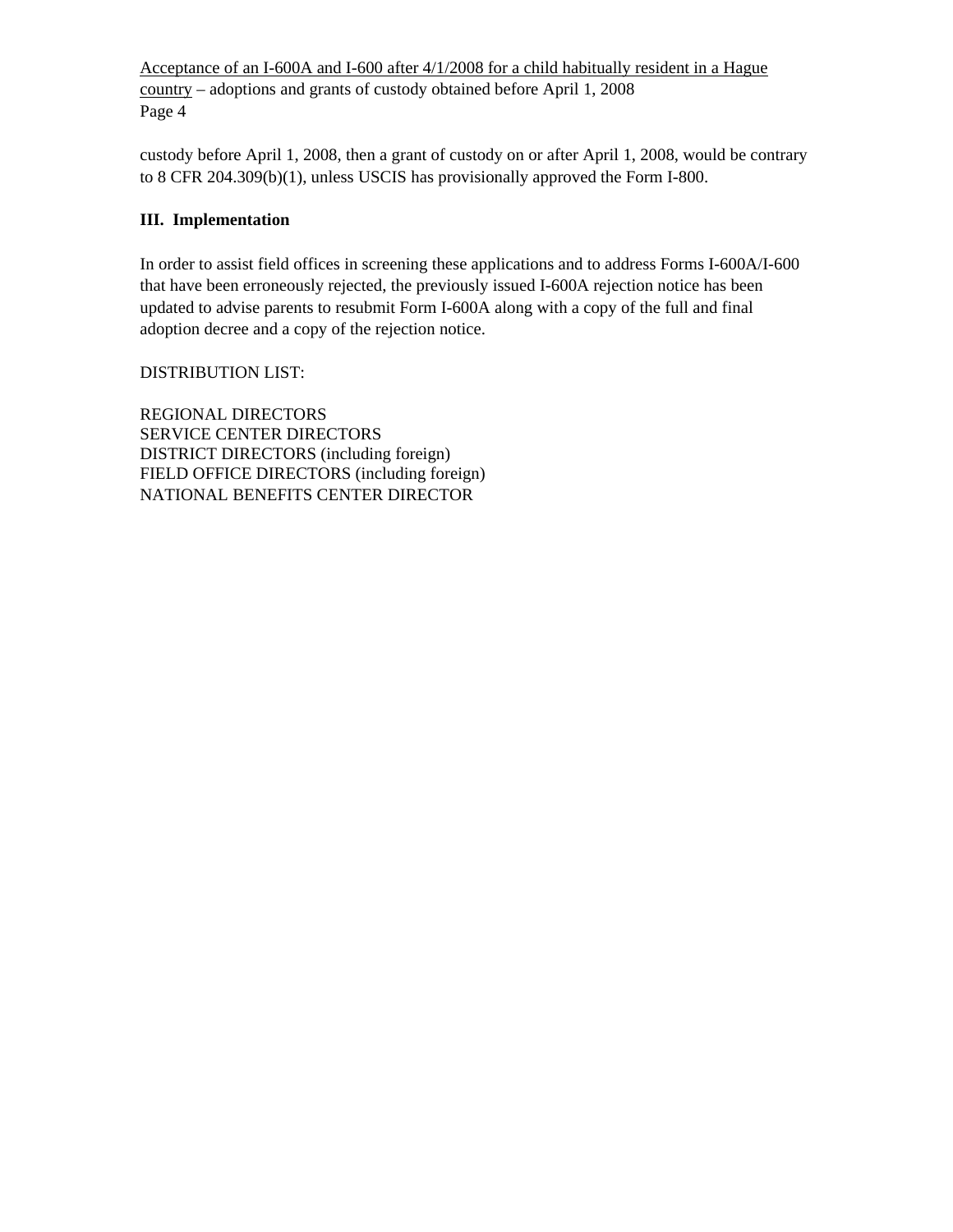custody before April 1, 2008, then a grant of custody on or after April 1, 2008, would be contrary to 8 CFR 204.309(b)(1), unless USCIS has provisionally approved the Form I-800.

## III. Implementation

In order to assist field offices in screening these applications and to address Forms I-600A/I-600 that have been erroneously rejected, the previously issued I-600A rejection notice has been updated to advise parents to resubmit Form I-600A along with a copy of the full and final adoption decree and a copy of the rejection notice.

DISTRIBUTION LIST:

REGIONAL DIRECTORS
SERVICE CENTER DIRECTORS
DISTRICT DIRECTORS (including foreign)
FIELD OFFICE DIRECTORS (including foreign)
NATIONAL BENEFITS CENTER DIRECTOR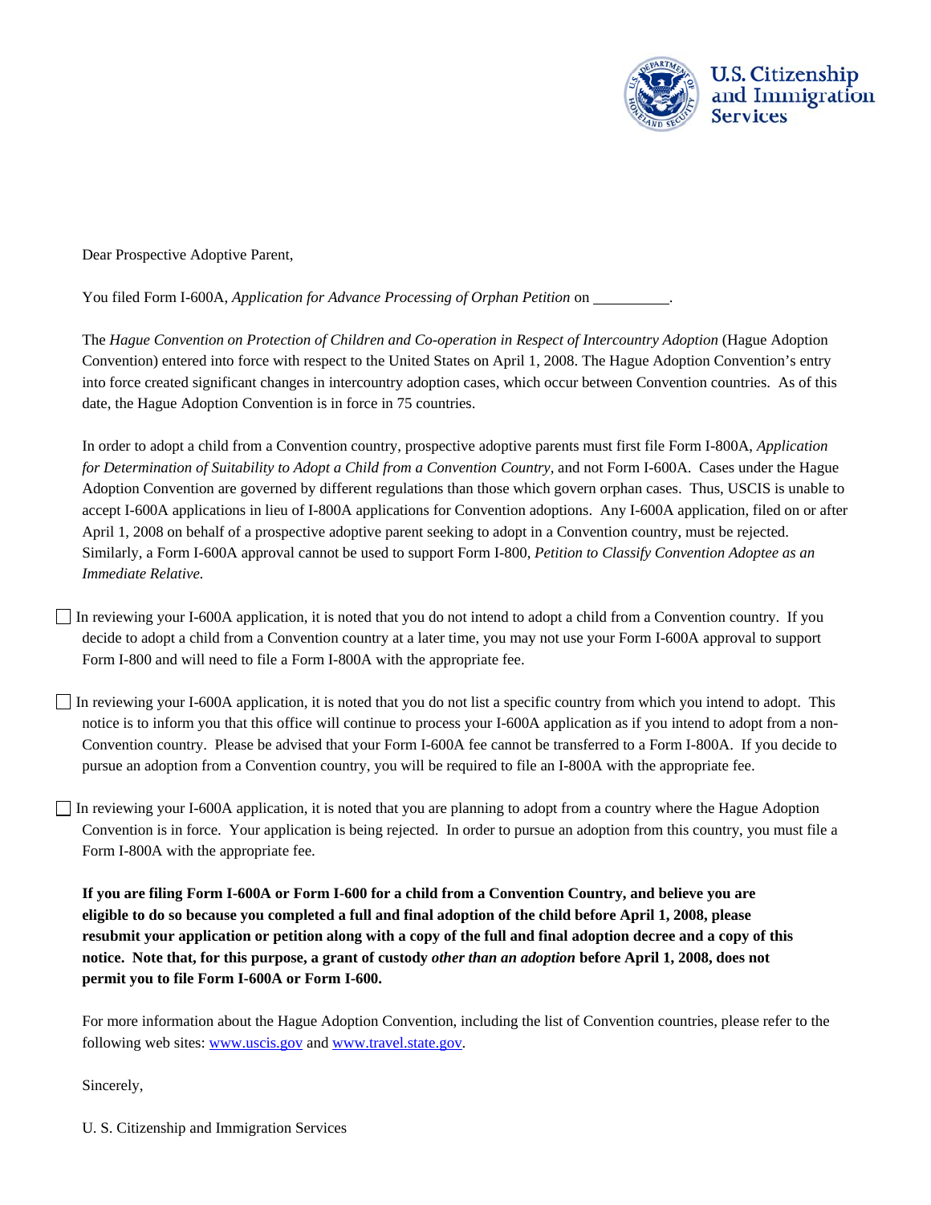U.S. Citizenship and Immigration Services

Dear Prospective Adoptive Parent,

You filed Form I-600A, *Application for Advance Processing of Orphan Petition* on \_\_\_\_\_\_\_\_\_\_.

The *Hague Convention on Protection of Children and Co-operation in Respect of Intercountry Adoption* (Hague Adoption Convention) entered into force with respect to the United States on April 1, 2008. The Hague Adoption Convention's entry into force created significant changes in intercountry adoption cases, which occur between Convention countries. As of this date, the Hague Adoption Convention is in force in 75 countries.

In order to adopt a child from a Convention country, prospective adoptive parents must first file Form I-800A, *Application for Determination of Suitability to Adopt a Child from a Convention Country*, and not Form I-600A. Cases under the Hague Adoption Convention are governed by different regulations than those which govern orphan cases. Thus, USCIS is unable to accept I-600A applications in lieu of I-800A applications for Convention adoptions. Any I-600A application, filed on or after April 1, 2008 on behalf of a prospective adoptive parent seeking to adopt in a Convention country, must be rejected. Similarly, a Form I-600A approval cannot be used to support Form I-800, *Petition to Classify Convention Adoptee as an Immediate Relative.*

☐ In reviewing your I-600A application, it is noted that you do not intend to adopt a child from a Convention country. If you decide to adopt a child from a Convention country at a later time, you may not use your Form I-600A approval to support Form I-800 and will need to file a Form I-800A with the appropriate fee.

☐ In reviewing your I-600A application, it is noted that you do not list a specific country from which you intend to adopt. This notice is to inform you that this office will continue to process your I-600A application as if you intend to adopt from a non-Convention country. Please be advised that your Form I-600A fee cannot be transferred to a Form I-800A. If you decide to pursue an adoption from a Convention country, you will be required to file an I-800A with the appropriate fee.

☐ In reviewing your I-600A application, it is noted that you are planning to adopt from a country where the Hague Adoption Convention is in force. Your application is being rejected. In order to pursue an adoption from this country, you must file a Form I-800A with the appropriate fee.

**If you are filing Form I-600A or Form I-600 for a child from a Convention Country, and believe you are eligible to do so because you completed a full and final adoption of the child before April 1, 2008, please resubmit your application or petition along with a copy of the full and final adoption decree and a copy of this notice. Note that, for this purpose, a grant of custody *other than an adoption* before April 1, 2008, does not permit you to file Form I-600A or Form I-600.**

For more information about the Hague Adoption Convention, including the list of Convention countries, please refer to the following web sites: www.uscis.gov and www.travel.state.gov.

Sincerely,

U. S. Citizenship and Immigration Services